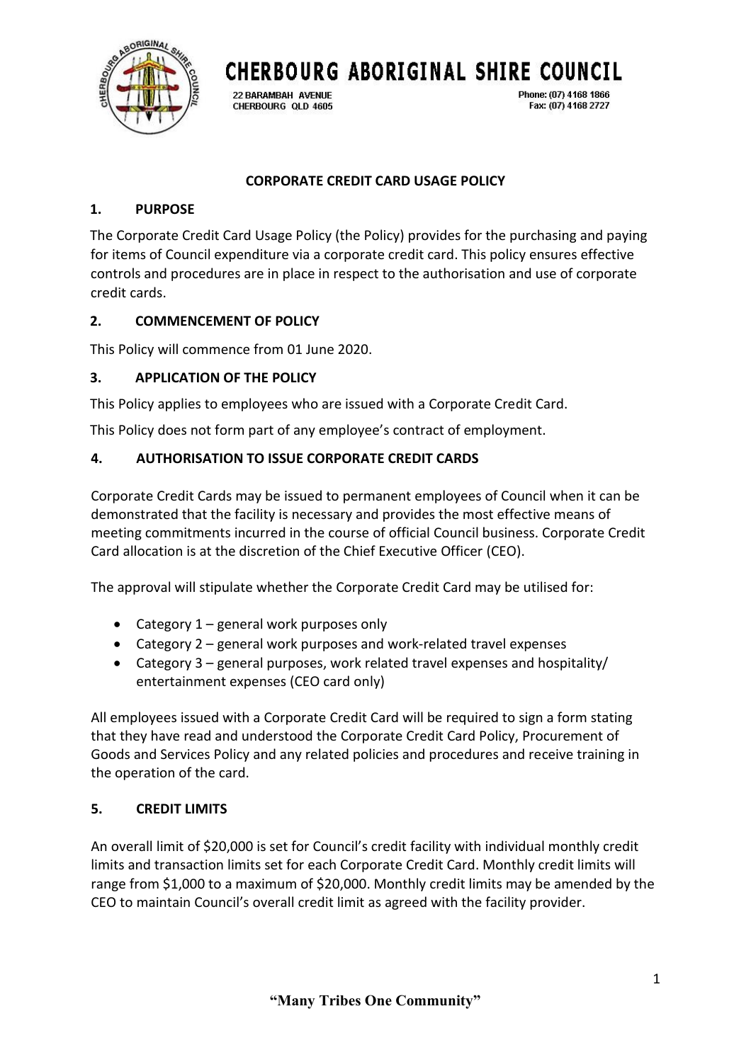# CHERBOURG ABORIGINAL SHIRE COUNCIL

22 BARAMBAH AVENUE
CHERBOURG QLD 4605

Phone: (07) 4168 1866
Fax: (07) 4168 2727

## CORPORATE CREDIT CARD USAGE POLICY

### 1. PURPOSE

The Corporate Credit Card Usage Policy (the Policy) provides for the purchasing and paying for items of Council expenditure via a corporate credit card. This policy ensures effective controls and procedures are in place in respect to the authorisation and use of corporate credit cards.

### 2. COMMENCEMENT OF POLICY

This Policy will commence from 01 June 2020.

### 3. APPLICATION OF THE POLICY

This Policy applies to employees who are issued with a Corporate Credit Card.

This Policy does not form part of any employee's contract of employment.

### 4. AUTHORISATION TO ISSUE CORPORATE CREDIT CARDS

Corporate Credit Cards may be issued to permanent employees of Council when it can be demonstrated that the facility is necessary and provides the most effective means of meeting commitments incurred in the course of official Council business. Corporate Credit Card allocation is at the discretion of the Chief Executive Officer (CEO).

The approval will stipulate whether the Corporate Credit Card may be utilised for:

- Category 1 – general work purposes only
- Category 2 – general work purposes and work-related travel expenses
- Category 3 – general purposes, work related travel expenses and hospitality/ entertainment expenses (CEO card only)

All employees issued with a Corporate Credit Card will be required to sign a form stating that they have read and understood the Corporate Credit Card Policy, Procurement of Goods and Services Policy and any related policies and procedures and receive training in the operation of the card.

### 5. CREDIT LIMITS

An overall limit of $20,000 is set for Council's credit facility with individual monthly credit limits and transaction limits set for each Corporate Credit Card. Monthly credit limits will range from $1,000 to a maximum of $20,000. Monthly credit limits may be amended by the CEO to maintain Council's overall credit limit as agreed with the facility provider.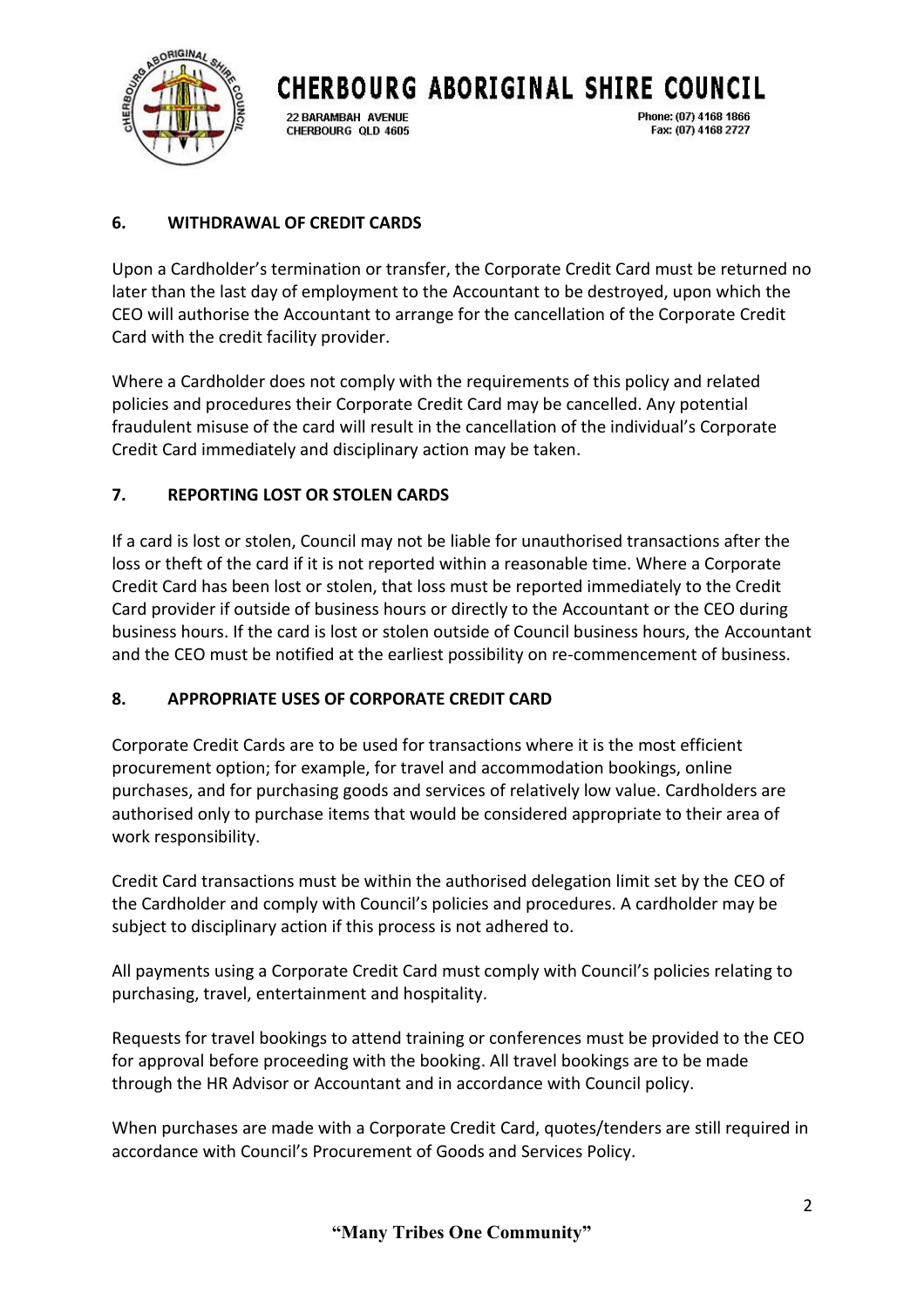## 6. WITHDRAWAL OF CREDIT CARDS

Upon a Cardholder's termination or transfer, the Corporate Credit Card must be returned no later than the last day of employment to the Accountant to be destroyed, upon which the CEO will authorise the Accountant to arrange for the cancellation of the Corporate Credit Card with the credit facility provider.

Where a Cardholder does not comply with the requirements of this policy and related policies and procedures their Corporate Credit Card may be cancelled. Any potential fraudulent misuse of the card will result in the cancellation of the individual's Corporate Credit Card immediately and disciplinary action may be taken.

## 7. REPORTING LOST OR STOLEN CARDS

If a card is lost or stolen, Council may not be liable for unauthorised transactions after the loss or theft of the card if it is not reported within a reasonable time. Where a Corporate Credit Card has been lost or stolen, that loss must be reported immediately to the Credit Card provider if outside of business hours or directly to the Accountant or the CEO during business hours. If the card is lost or stolen outside of Council business hours, the Accountant and the CEO must be notified at the earliest possibility on re-commencement of business.

## 8. APPROPRIATE USES OF CORPORATE CREDIT CARD

Corporate Credit Cards are to be used for transactions where it is the most efficient procurement option; for example, for travel and accommodation bookings, online purchases, and for purchasing goods and services of relatively low value. Cardholders are authorised only to purchase items that would be considered appropriate to their area of work responsibility.

Credit Card transactions must be within the authorised delegation limit set by the CEO of the Cardholder and comply with Council's policies and procedures. A cardholder may be subject to disciplinary action if this process is not adhered to.

All payments using a Corporate Credit Card must comply with Council's policies relating to purchasing, travel, entertainment and hospitality.

Requests for travel bookings to attend training or conferences must be provided to the CEO for approval before proceeding with the booking. All travel bookings are to be made through the HR Advisor or Accountant and in accordance with Council policy.

When purchases are made with a Corporate Credit Card, quotes/tenders are still required in accordance with Council's Procurement of Goods and Services Policy.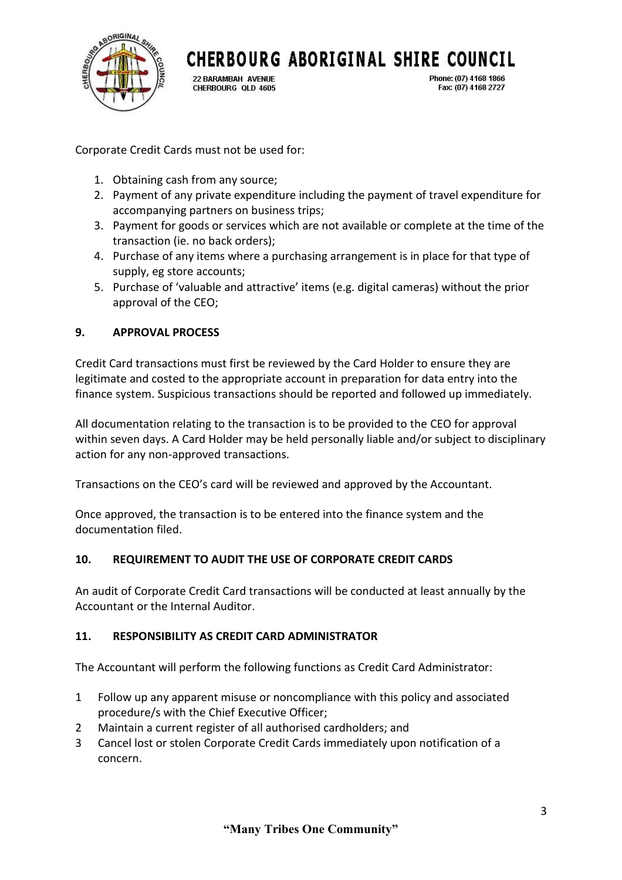Corporate Credit Cards must not be used for:

1. Obtaining cash from any source;
2. Payment of any private expenditure including the payment of travel expenditure for accompanying partners on business trips;
3. Payment for goods or services which are not available or complete at the time of the transaction (ie. no back orders);
4. Purchase of any items where a purchasing arrangement is in place for that type of supply, eg store accounts;
5. Purchase of 'valuable and attractive' items (e.g. digital cameras) without the prior approval of the CEO;

## 9. APPROVAL PROCESS

Credit Card transactions must first be reviewed by the Card Holder to ensure they are legitimate and costed to the appropriate account in preparation for data entry into the finance system. Suspicious transactions should be reported and followed up immediately.

All documentation relating to the transaction is to be provided to the CEO for approval within seven days. A Card Holder may be held personally liable and/or subject to disciplinary action for any non-approved transactions.

Transactions on the CEO's card will be reviewed and approved by the Accountant.

Once approved, the transaction is to be entered into the finance system and the documentation filed.

## 10. REQUIREMENT TO AUDIT THE USE OF CORPORATE CREDIT CARDS

An audit of Corporate Credit Card transactions will be conducted at least annually by the Accountant or the Internal Auditor.

## 11. RESPONSIBILITY AS CREDIT CARD ADMINISTRATOR

The Accountant will perform the following functions as Credit Card Administrator:

1. Follow up any apparent misuse or noncompliance with this policy and associated procedure/s with the Chief Executive Officer;
2. Maintain a current register of all authorised cardholders; and
3. Cancel lost or stolen Corporate Credit Cards immediately upon notification of a concern.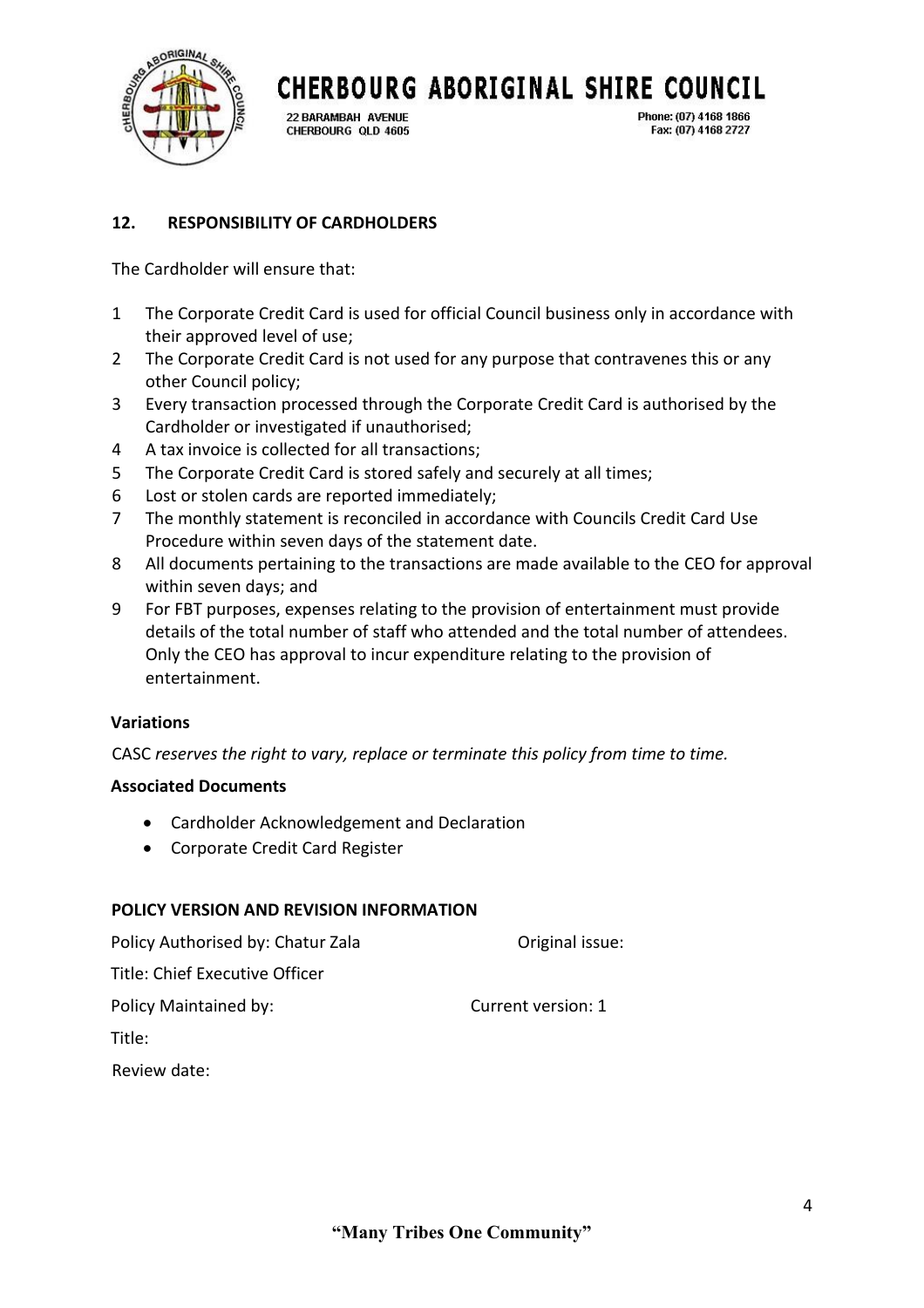## 12. RESPONSIBILITY OF CARDHOLDERS

The Cardholder will ensure that:

1. The Corporate Credit Card is used for official Council business only in accordance with their approved level of use;
2. The Corporate Credit Card is not used for any purpose that contravenes this or any other Council policy;
3. Every transaction processed through the Corporate Credit Card is authorised by the Cardholder or investigated if unauthorised;
4. A tax invoice is collected for all transactions;
5. The Corporate Credit Card is stored safely and securely at all times;
6. Lost or stolen cards are reported immediately;
7. The monthly statement is reconciled in accordance with Councils Credit Card Use Procedure within seven days of the statement date.
8. All documents pertaining to the transactions are made available to the CEO for approval within seven days; and
9. For FBT purposes, expenses relating to the provision of entertainment must provide details of the total number of staff who attended and the total number of attendees. Only the CEO has approval to incur expenditure relating to the provision of entertainment.

**Variations**

CASC *reserves the right to vary, replace or terminate this policy from time to time.*

**Associated Documents**

- Cardholder Acknowledgement and Declaration
- Corporate Credit Card Register

**POLICY VERSION AND REVISION INFORMATION**

Policy Authorised by: Chatur Zala    Original issue:

Title: Chief Executive Officer

Policy Maintained by:    Current version: 1

Title:

Review date:

**"Many Tribes One Community"**